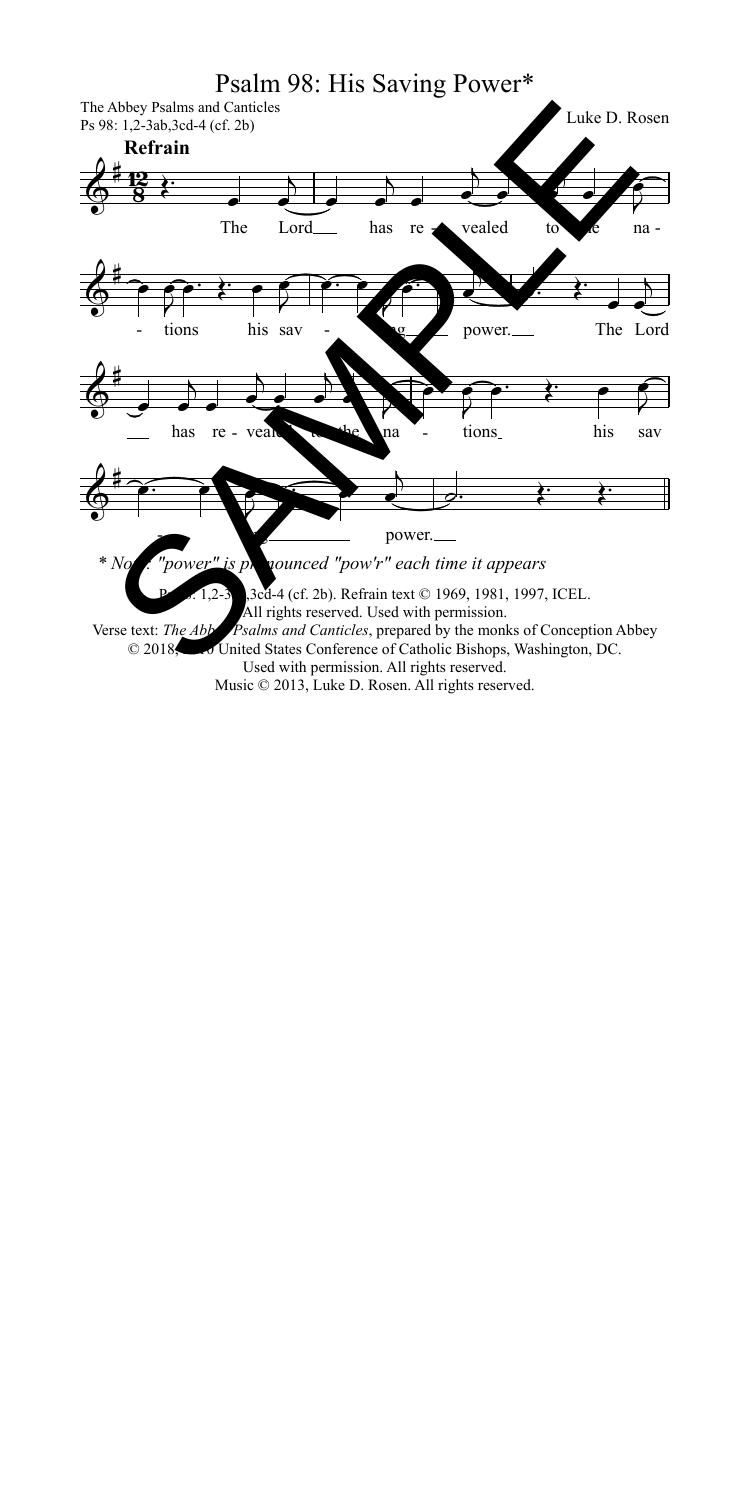# Psalm 98: His Saving Power*

The Abbey Psalms and Canticles
Ps 98: 1,2-3ab,3cd-4 (cf. 2b)

Luke D. Rosen

**Refrain**

The Lord has revealed to the nations his saving power. The Lord has revealed to the nations his saving power.

*\* Note: "power" is pronounced "pow'r" each time it appears*

Ps 98: 1,2-3ab,3cd-4 (cf. 2b). Refrain text © 1969, 1981, 1997, ICEL. All rights reserved. Used with permission.
Verse text: *The Abbey Psalms and Canticles*, prepared by the monks of Conception Abbey © 2018, 2020 United States Conference of Catholic Bishops, Washington, DC. Used with permission. All rights reserved.
Music © 2013, Luke D. Rosen. All rights reserved.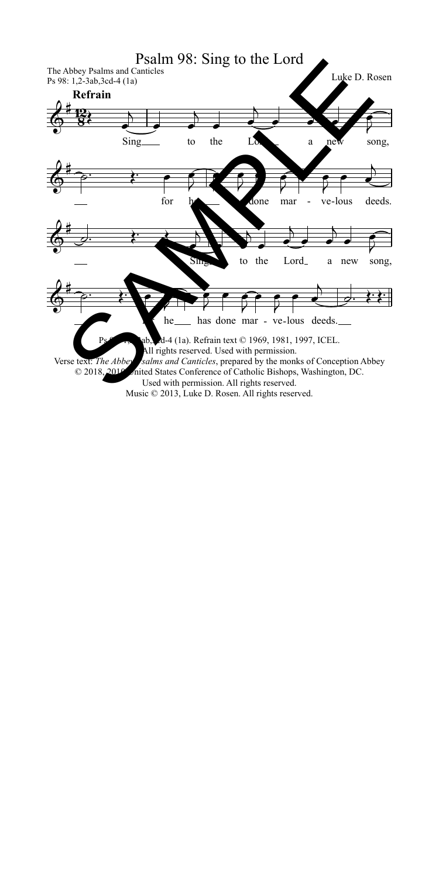# Psalm 98: Sing to the Lord

The Abbey Psalms and Canticles
Ps 98: 1,2-3ab,3cd-4 (1a)

Luke D. Rosen

**Refrain**

Sing to the Lord a new song, for he has done marvelous deeds. Sing to the Lord a new song, for he has done marvelous deeds.

Ps 98: 1, 2-3ab, 3cd-4 (1a). Refrain text © 1969, 1981, 1997, ICEL.
All rights reserved. Used with permission.
Verse text: *The Abbey Psalms and Canticles*, prepared by the monks of Conception Abbey
© 2018, 2019, United States Conference of Catholic Bishops, Washington, DC.
Used with permission. All rights reserved.
Music © 2013, Luke D. Rosen. All rights reserved.